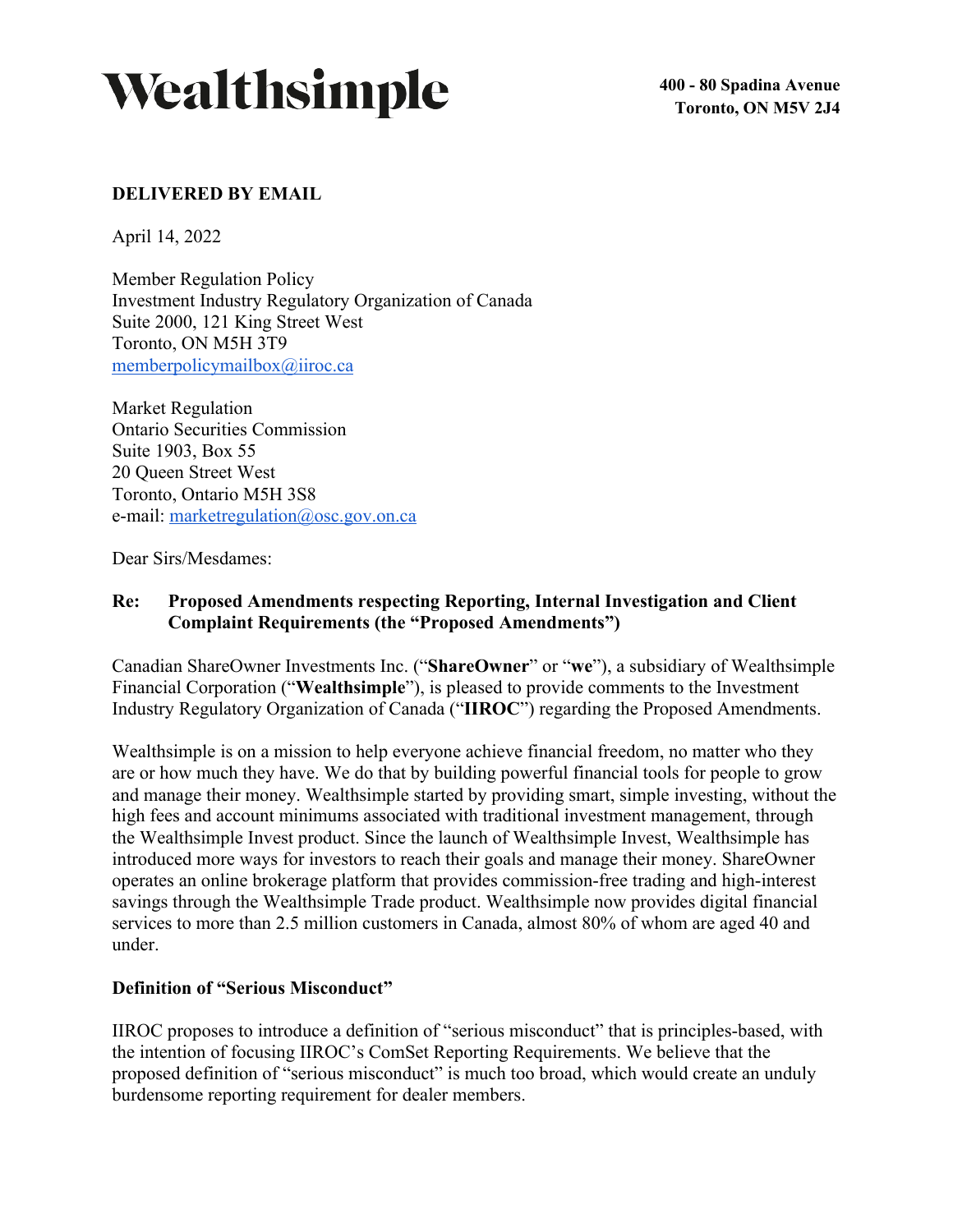# Wealthsimple

**400 - 80 Spadina Avenue**
**Toronto, ON M5V 2J4**

**DELIVERED BY EMAIL**

April 14, 2022

Member Regulation Policy
Investment Industry Regulatory Organization of Canada
Suite 2000, 121 King Street West
Toronto, ON M5H 3T9
memberpolicymailbox@iiroc.ca

Market Regulation
Ontario Securities Commission
Suite 1903, Box 55
20 Queen Street West
Toronto, Ontario M5H 3S8
e-mail: marketregulation@osc.gov.on.ca

Dear Sirs/Mesdames:

**Re: Proposed Amendments respecting Reporting, Internal Investigation and Client Complaint Requirements (the "Proposed Amendments")**

Canadian ShareOwner Investments Inc. ("**ShareOwner**" or "**we**"), a subsidiary of Wealthsimple Financial Corporation ("**Wealthsimple**"), is pleased to provide comments to the Investment Industry Regulatory Organization of Canada ("**IIROC**") regarding the Proposed Amendments.

Wealthsimple is on a mission to help everyone achieve financial freedom, no matter who they are or how much they have. We do that by building powerful financial tools for people to grow and manage their money. Wealthsimple started by providing smart, simple investing, without the high fees and account minimums associated with traditional investment management, through the Wealthsimple Invest product. Since the launch of Wealthsimple Invest, Wealthsimple has introduced more ways for investors to reach their goals and manage their money. ShareOwner operates an online brokerage platform that provides commission-free trading and high-interest savings through the Wealthsimple Trade product. Wealthsimple now provides digital financial services to more than 2.5 million customers in Canada, almost 80% of whom are aged 40 and under.

**Definition of "Serious Misconduct"**

IIROC proposes to introduce a definition of "serious misconduct" that is principles-based, with the intention of focusing IIROC's ComSet Reporting Requirements. We believe that the proposed definition of "serious misconduct" is much too broad, which would create an unduly burdensome reporting requirement for dealer members.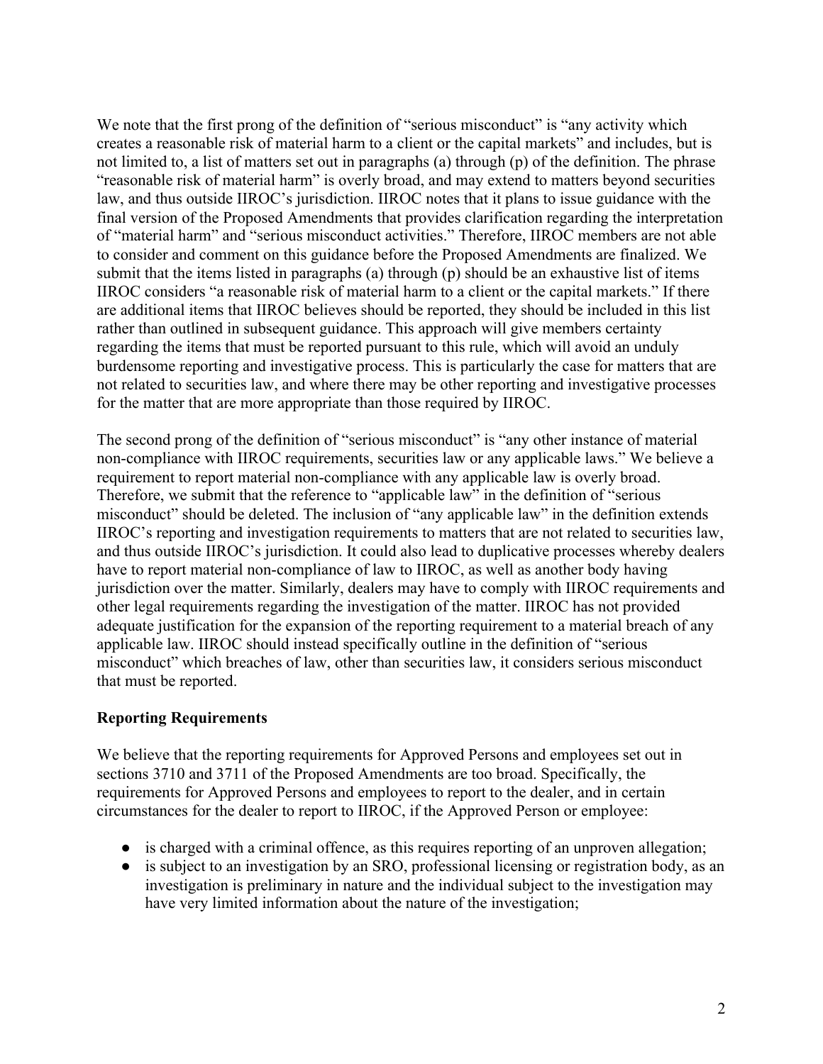We note that the first prong of the definition of "serious misconduct" is "any activity which creates a reasonable risk of material harm to a client or the capital markets" and includes, but is not limited to, a list of matters set out in paragraphs (a) through (p) of the definition. The phrase "reasonable risk of material harm" is overly broad, and may extend to matters beyond securities law, and thus outside IIROC's jurisdiction. IIROC notes that it plans to issue guidance with the final version of the Proposed Amendments that provides clarification regarding the interpretation of "material harm" and "serious misconduct activities." Therefore, IIROC members are not able to consider and comment on this guidance before the Proposed Amendments are finalized. We submit that the items listed in paragraphs (a) through (p) should be an exhaustive list of items IIROC considers "a reasonable risk of material harm to a client or the capital markets." If there are additional items that IIROC believes should be reported, they should be included in this list rather than outlined in subsequent guidance. This approach will give members certainty regarding the items that must be reported pursuant to this rule, which will avoid an unduly burdensome reporting and investigative process. This is particularly the case for matters that are not related to securities law, and where there may be other reporting and investigative processes for the matter that are more appropriate than those required by IIROC.

The second prong of the definition of "serious misconduct" is "any other instance of material non-compliance with IIROC requirements, securities law or any applicable laws." We believe a requirement to report material non-compliance with any applicable law is overly broad. Therefore, we submit that the reference to "applicable law" in the definition of "serious misconduct" should be deleted. The inclusion of "any applicable law" in the definition extends IIROC's reporting and investigation requirements to matters that are not related to securities law, and thus outside IIROC's jurisdiction. It could also lead to duplicative processes whereby dealers have to report material non-compliance of law to IIROC, as well as another body having jurisdiction over the matter. Similarly, dealers may have to comply with IIROC requirements and other legal requirements regarding the investigation of the matter. IIROC has not provided adequate justification for the expansion of the reporting requirement to a material breach of any applicable law. IIROC should instead specifically outline in the definition of "serious misconduct" which breaches of law, other than securities law, it considers serious misconduct that must be reported.

**Reporting Requirements**

We believe that the reporting requirements for Approved Persons and employees set out in sections 3710 and 3711 of the Proposed Amendments are too broad. Specifically, the requirements for Approved Persons and employees to report to the dealer, and in certain circumstances for the dealer to report to IIROC, if the Approved Person or employee:

- is charged with a criminal offence, as this requires reporting of an unproven allegation;
- is subject to an investigation by an SRO, professional licensing or registration body, as an investigation is preliminary in nature and the individual subject to the investigation may have very limited information about the nature of the investigation;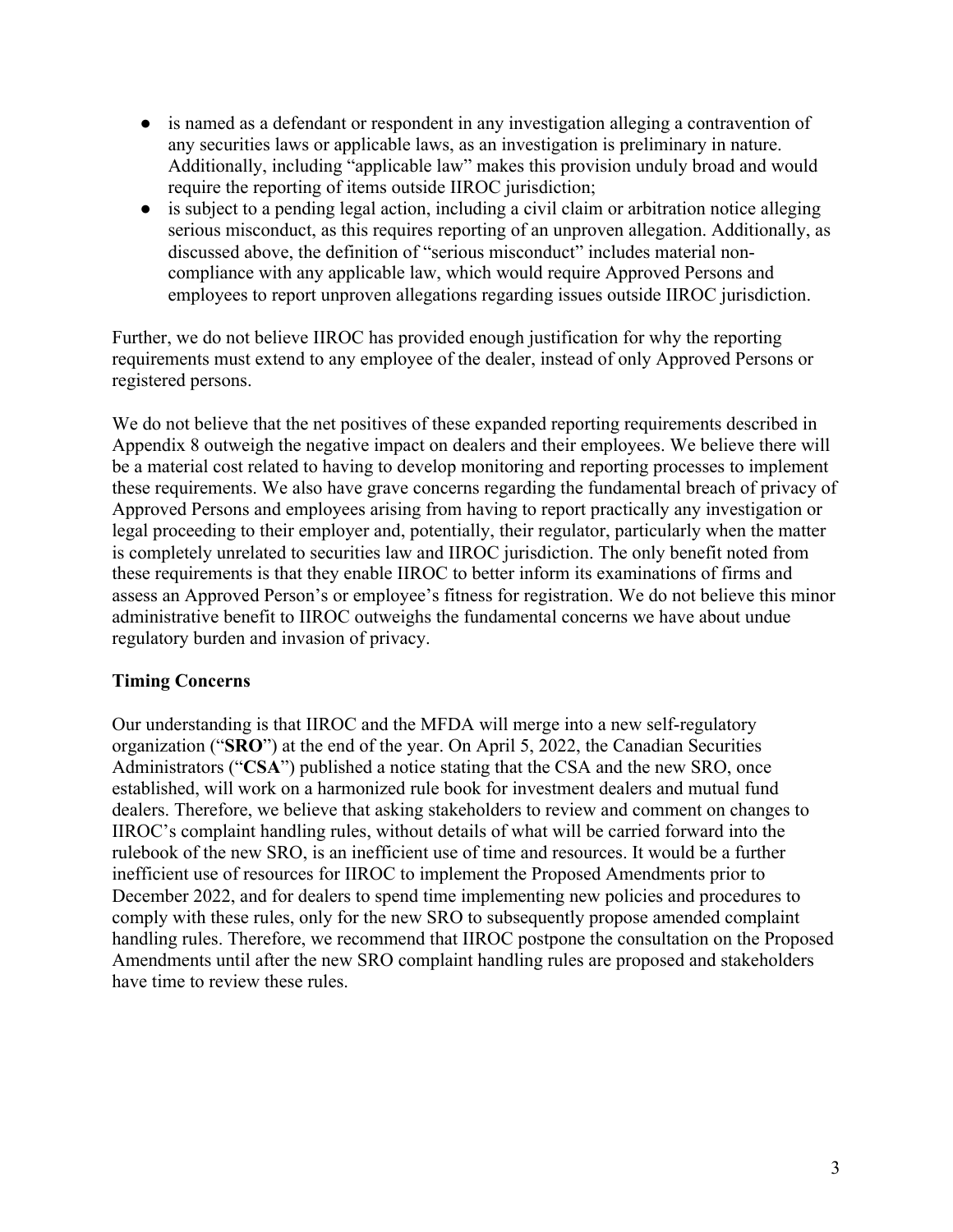- is named as a defendant or respondent in any investigation alleging a contravention of any securities laws or applicable laws, as an investigation is preliminary in nature. Additionally, including "applicable law" makes this provision unduly broad and would require the reporting of items outside IIROC jurisdiction;
- is subject to a pending legal action, including a civil claim or arbitration notice alleging serious misconduct, as this requires reporting of an unproven allegation. Additionally, as discussed above, the definition of "serious misconduct" includes material non-compliance with any applicable law, which would require Approved Persons and employees to report unproven allegations regarding issues outside IIROC jurisdiction.

Further, we do not believe IIROC has provided enough justification for why the reporting requirements must extend to any employee of the dealer, instead of only Approved Persons or registered persons.

We do not believe that the net positives of these expanded reporting requirements described in Appendix 8 outweigh the negative impact on dealers and their employees. We believe there will be a material cost related to having to develop monitoring and reporting processes to implement these requirements. We also have grave concerns regarding the fundamental breach of privacy of Approved Persons and employees arising from having to report practically any investigation or legal proceeding to their employer and, potentially, their regulator, particularly when the matter is completely unrelated to securities law and IIROC jurisdiction. The only benefit noted from these requirements is that they enable IIROC to better inform its examinations of firms and assess an Approved Person's or employee's fitness for registration. We do not believe this minor administrative benefit to IIROC outweighs the fundamental concerns we have about undue regulatory burden and invasion of privacy.

**Timing Concerns**

Our understanding is that IIROC and the MFDA will merge into a new self-regulatory organization ("**SRO**") at the end of the year. On April 5, 2022, the Canadian Securities Administrators ("**CSA**") published a notice stating that the CSA and the new SRO, once established, will work on a harmonized rule book for investment dealers and mutual fund dealers. Therefore, we believe that asking stakeholders to review and comment on changes to IIROC's complaint handling rules, without details of what will be carried forward into the rulebook of the new SRO, is an inefficient use of time and resources. It would be a further inefficient use of resources for IIROC to implement the Proposed Amendments prior to December 2022, and for dealers to spend time implementing new policies and procedures to comply with these rules, only for the new SRO to subsequently propose amended complaint handling rules. Therefore, we recommend that IIROC postpone the consultation on the Proposed Amendments until after the new SRO complaint handling rules are proposed and stakeholders have time to review these rules.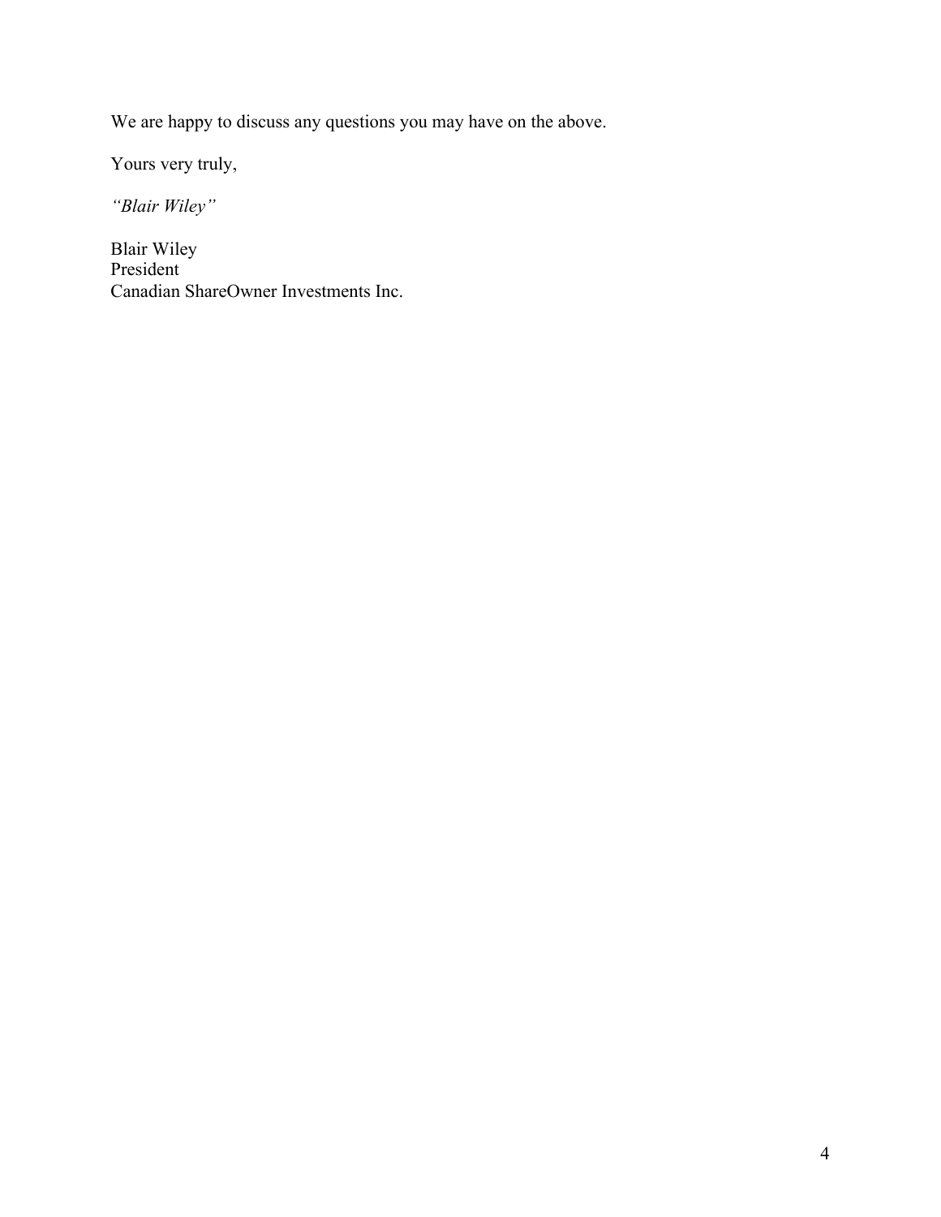We are happy to discuss any questions you may have on the above.

Yours very truly,

*"Blair Wiley"*

Blair Wiley
President
Canadian ShareOwner Investments Inc.